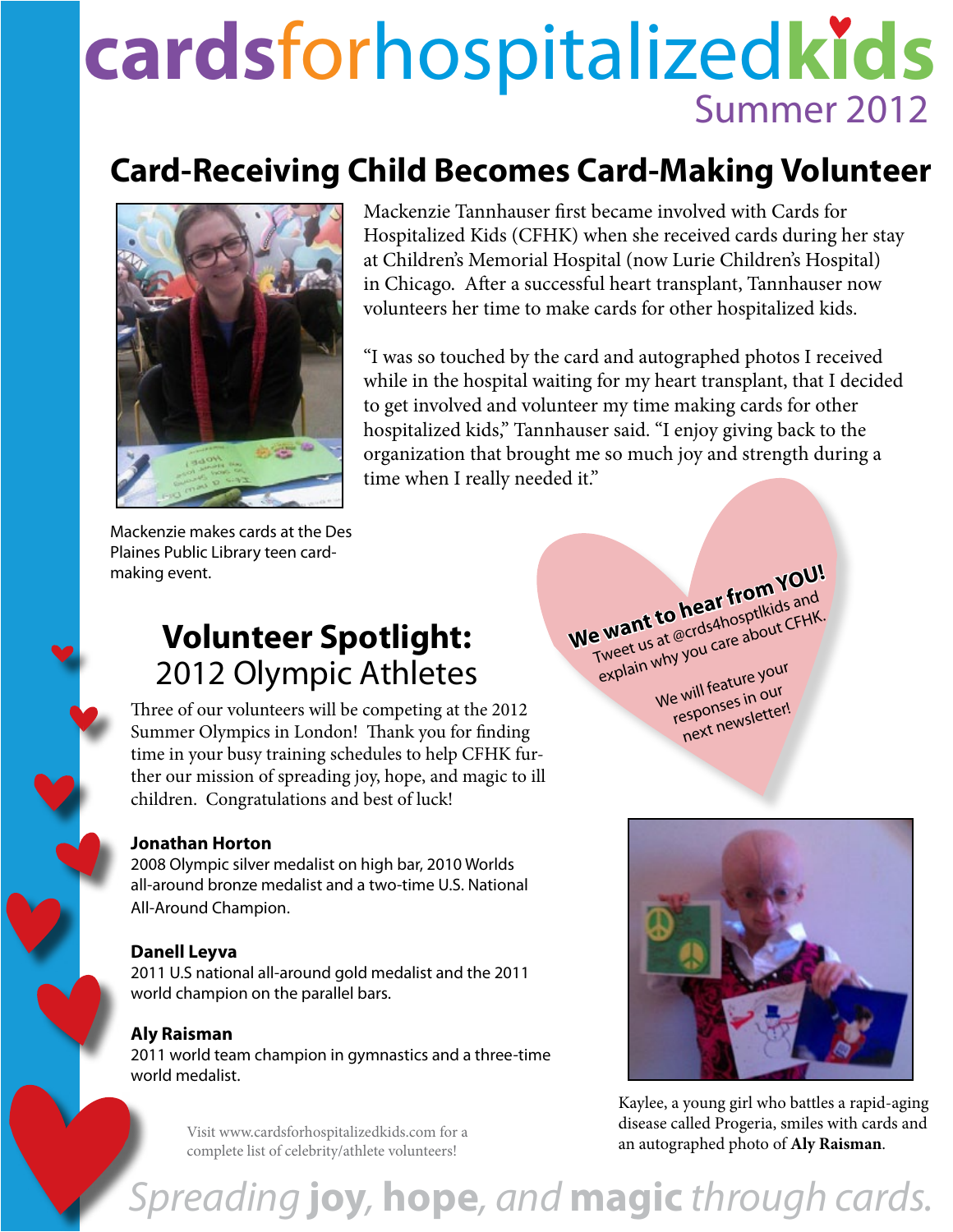# cardsforhospitalizedkids

Summer 2012

## Card-Receiving Child Becomes Card-Making Volunteer

Mackenzie Tannhauser first became involved with Cards for Hospitalized Kids (CFHK) when she received cards during her stay at Children's Memorial Hospital (now Lurie Children's Hospital) in Chicago. After a successful heart transplant, Tannhauser now volunteers her time to make cards for other hospitalized kids.

"I was so touched by the card and autographed photos I received while in the hospital waiting for my heart transplant, that I decided to get involved and volunteer my time making cards for other hospitalized kids," Tannhauser said. "I enjoy giving back to the organization that brought me so much joy and strength during a time when I really needed it."

Mackenzie makes cards at the Des Plaines Public Library teen card-making event.

**We want to hear from YOU!** Tweet us at @crds4hosptlkids and explain why you care about CFHK.

We will feature your responses in our next newsletter!

## Volunteer Spotlight: 2012 Olympic Athletes

Three of our volunteers will be competing at the 2012 Summer Olympics in London! Thank you for finding time in your busy training schedules to help CFHK further our mission of spreading joy, hope, and magic to ill children. Congratulations and best of luck!

**Jonathan Horton**
2008 Olympic silver medalist on high bar, 2010 Worlds all-around bronze medalist and a two-time U.S. National All-Around Champion.

**Danell Leyva**
2011 U.S national all-around gold medalist and the 2011 world champion on the parallel bars.

**Aly Raisman**
2011 world team champion in gymnastics and a three-time world medalist.

Visit www.cardsforhospitalizedkids.com for a complete list of celebrity/athlete volunteers!

Kaylee, a young girl who battles a rapid-aging disease called Progeria, smiles with cards and an autographed photo of **Aly Raisman**.

*Spreading* **joy, hope,** *and* **magic** *through cards.*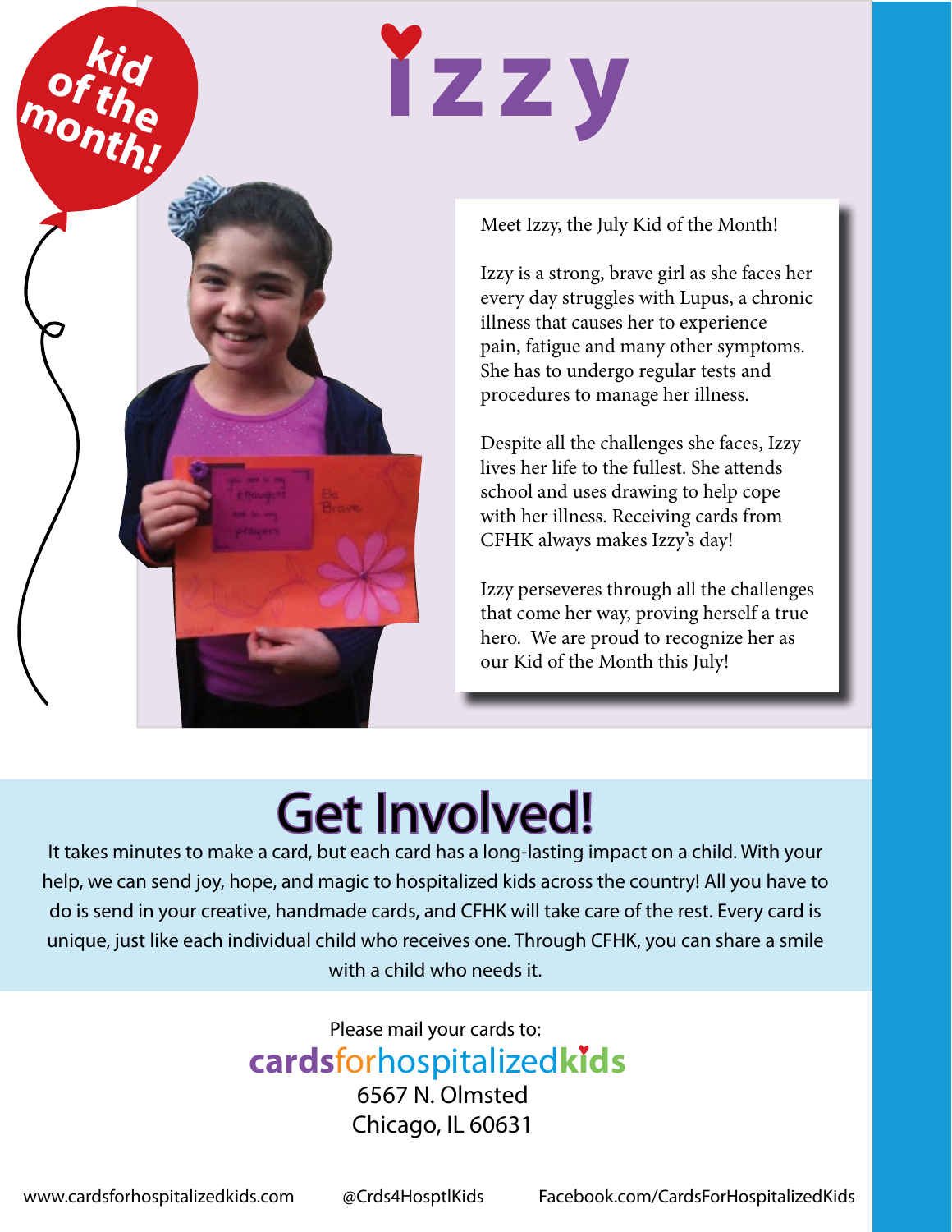kid of the month!

# Izzy

Meet Izzy, the July Kid of the Month!

Izzy is a strong, brave girl as she faces her every day struggles with Lupus, a chronic illness that causes her to experience pain, fatigue and many other symptoms. She has to undergo regular tests and procedures to manage her illness.

Despite all the challenges she faces, Izzy lives her life to the fullest. She attends school and uses drawing to help cope with her illness. Receiving cards from CFHK always makes Izzy's day!

Izzy perseveres through all the challenges that come her way, proving herself a true hero. We are proud to recognize her as our Kid of the Month this July!

## Get Involved!

It takes minutes to make a card, but each card has a long-lasting impact on a child. With your help, we can send joy, hope, and magic to hospitalized kids across the country! All you have to do is send in your creative, handmade cards, and CFHK will take care of the rest. Every card is unique, just like each individual child who receives one. Through CFHK, you can share a smile with a child who needs it.

Please mail your cards to:

**cardsforhospitalizedkids**
6567 N. Olmsted
Chicago, IL 60631

www.cardsforhospitalizedkids.com @Crds4HosptlKids Facebook.com/CardsForHospitalizedKids